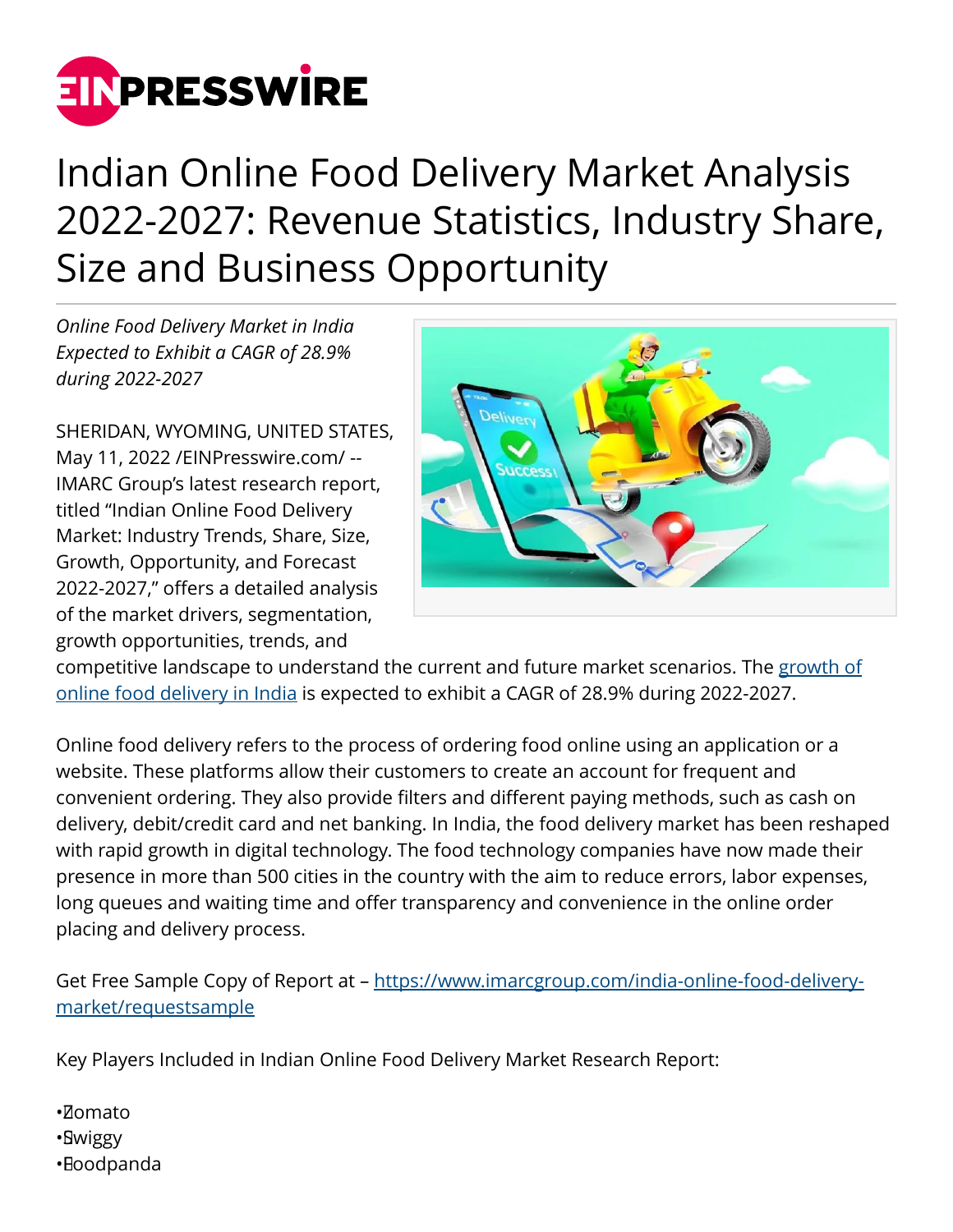# Indian Online Food Delivery Market Analysis 2022-2027: Revenue Statistics, Industry Share, Size and Business Opportunity

*Online Food Delivery Market in India Expected to Exhibit a CAGR of 28.9% during 2022-2027*

SHERIDAN, WYOMING, UNITED STATES, May 11, 2022 /EINPresswire.com/ -- IMARC Group's latest research report, titled "Indian Online Food Delivery Market: Industry Trends, Share, Size, Growth, Opportunity, and Forecast 2022-2027," offers a detailed analysis of the market drivers, segmentation, growth opportunities, trends, and competitive landscape to understand the current and future market scenarios. The [growth of online food delivery in India](#) is expected to exhibit a CAGR of 28.9% during 2022-2027.

Online food delivery refers to the process of ordering food online using an application or a website. These platforms allow their customers to create an account for frequent and convenient ordering. They also provide filters and different paying methods, such as cash on delivery, debit/credit card and net banking. In India, the food delivery market has been reshaped with rapid growth in digital technology. The food technology companies have now made their presence in more than 500 cities in the country with the aim to reduce errors, labor expenses, long queues and waiting time and offer transparency and convenience in the online order placing and delivery process.

Get Free Sample Copy of Report at – [https://www.imarcgroup.com/india-online-food-delivery-market/requestsample](https://www.imarcgroup.com/india-online-food-delivery-market/requestsample)

Key Players Included in Indian Online Food Delivery Market Research Report:

- Zomato
- Swiggy
- Foodpanda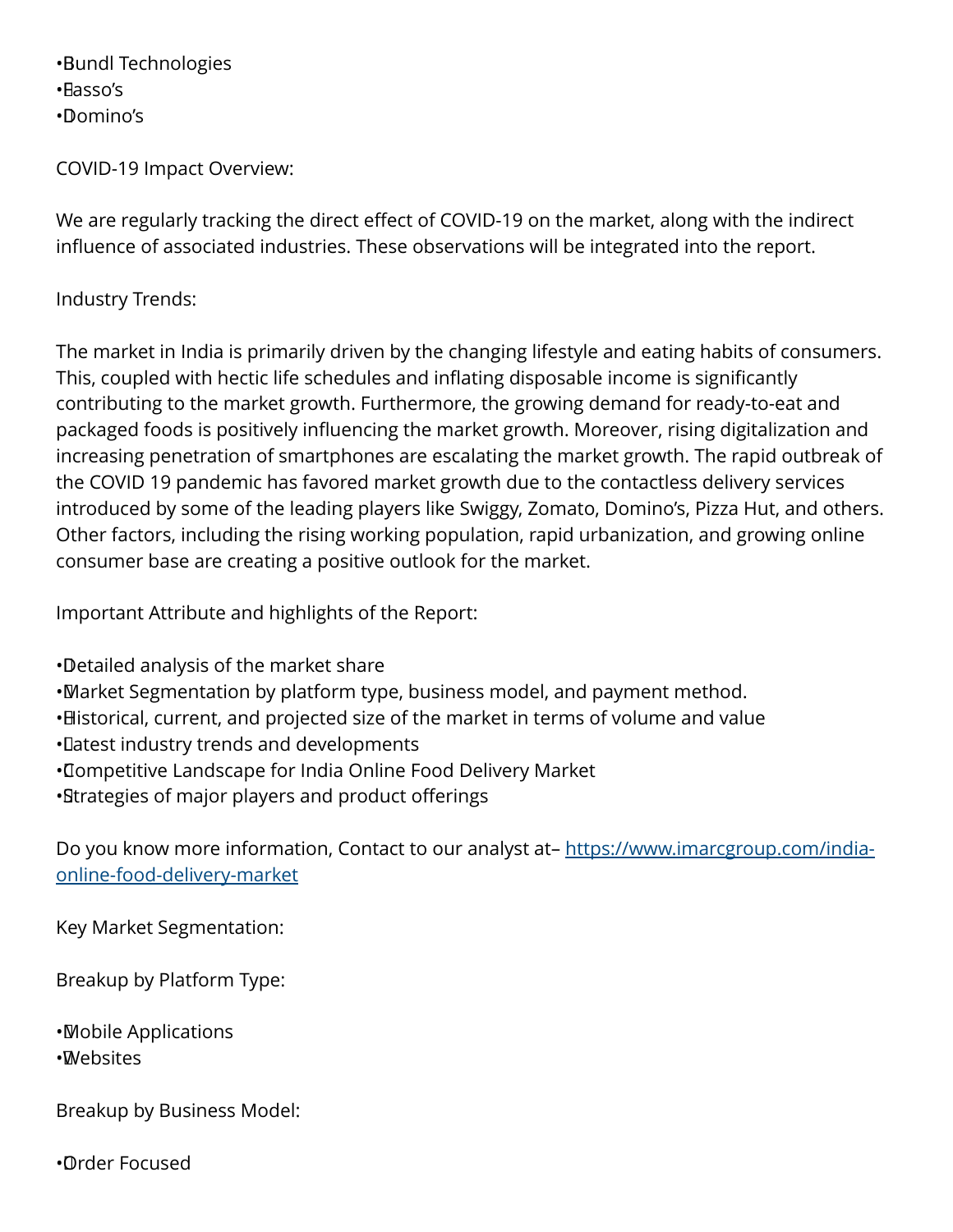- Bundl Technologies
- Fasso's
- Domino's

COVID-19 Impact Overview:

We are regularly tracking the direct effect of COVID-19 on the market, along with the indirect influence of associated industries. These observations will be integrated into the report.

Industry Trends:

The market in India is primarily driven by the changing lifestyle and eating habits of consumers. This, coupled with hectic life schedules and inflating disposable income is significantly contributing to the market growth. Furthermore, the growing demand for ready-to-eat and packaged foods is positively influencing the market growth. Moreover, rising digitalization and increasing penetration of smartphones are escalating the market growth. The rapid outbreak of the COVID 19 pandemic has favored market growth due to the contactless delivery services introduced by some of the leading players like Swiggy, Zomato, Domino's, Pizza Hut, and others. Other factors, including the rising working population, rapid urbanization, and growing online consumer base are creating a positive outlook for the market.

Important Attribute and highlights of the Report:

- Detailed analysis of the market share
- Market Segmentation by platform type, business model, and payment method.
- Historical, current, and projected size of the market in terms of volume and value
- Latest industry trends and developments
- Competitive Landscape for India Online Food Delivery Market
- Strategies of major players and product offerings

Do you know more information, Contact to our analyst at– [https://www.imarcgroup.com/india-online-food-delivery-market](https://www.imarcgroup.com/india-online-food-delivery-market)

Key Market Segmentation:

Breakup by Platform Type:

- Mobile Applications
- Websites

Breakup by Business Model:

- Order Focused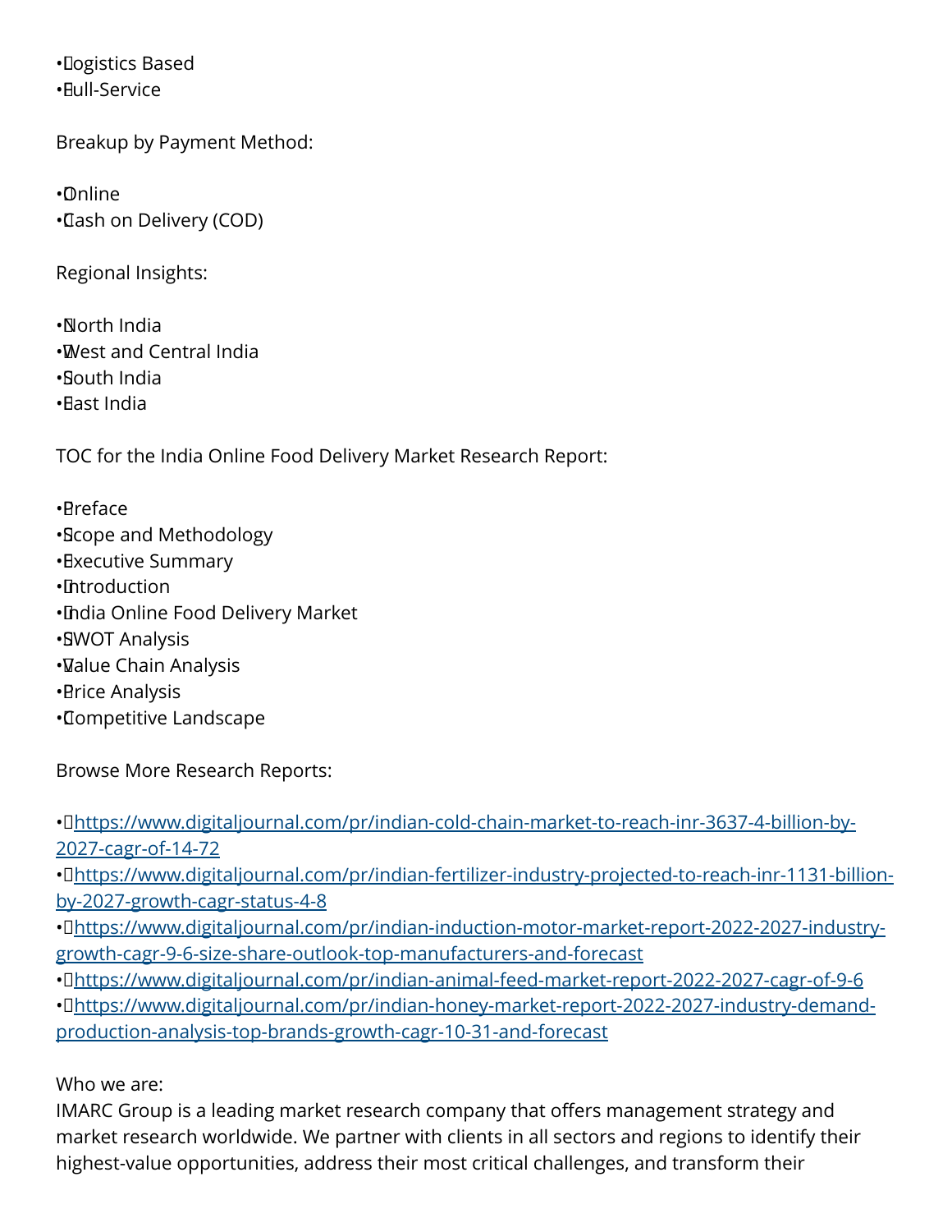- Logistics Based
- Full-Service

Breakup by Payment Method:

- Online
- Cash on Delivery (COD)

Regional Insights:

- North India
- West and Central India
- South India
- East India

TOC for the India Online Food Delivery Market Research Report:

- Preface
- Scope and Methodology
- Executive Summary
- Introduction
- India Online Food Delivery Market
- SWOT Analysis
- Value Chain Analysis
- Price Analysis
- Competitive Landscape

Browse More Research Reports:

- [https://www.digitaljournal.com/pr/indian-cold-chain-market-to-reach-inr-3637-4-billion-by-2027-cagr-of-14-72](https://www.digitaljournal.com/pr/indian-cold-chain-market-to-reach-inr-3637-4-billion-by-2027-cagr-of-14-72)
- [https://www.digitaljournal.com/pr/indian-fertilizer-industry-projected-to-reach-inr-1131-billion-by-2027-growth-cagr-status-4-8](https://www.digitaljournal.com/pr/indian-fertilizer-industry-projected-to-reach-inr-1131-billion-by-2027-growth-cagr-status-4-8)
- [https://www.digitaljournal.com/pr/indian-induction-motor-market-report-2022-2027-industry-growth-cagr-9-6-size-share-outlook-top-manufacturers-and-forecast](https://www.digitaljournal.com/pr/indian-induction-motor-market-report-2022-2027-industry-growth-cagr-9-6-size-share-outlook-top-manufacturers-and-forecast)
- [https://www.digitaljournal.com/pr/indian-animal-feed-market-report-2022-2027-cagr-of-9-6](https://www.digitaljournal.com/pr/indian-animal-feed-market-report-2022-2027-cagr-of-9-6)
- [https://www.digitaljournal.com/pr/indian-honey-market-report-2022-2027-industry-demand-production-analysis-top-brands-growth-cagr-10-31-and-forecast](https://www.digitaljournal.com/pr/indian-honey-market-report-2022-2027-industry-demand-production-analysis-top-brands-growth-cagr-10-31-and-forecast)

Who we are:
IMARC Group is a leading market research company that offers management strategy and market research worldwide. We partner with clients in all sectors and regions to identify their highest-value opportunities, address their most critical challenges, and transform their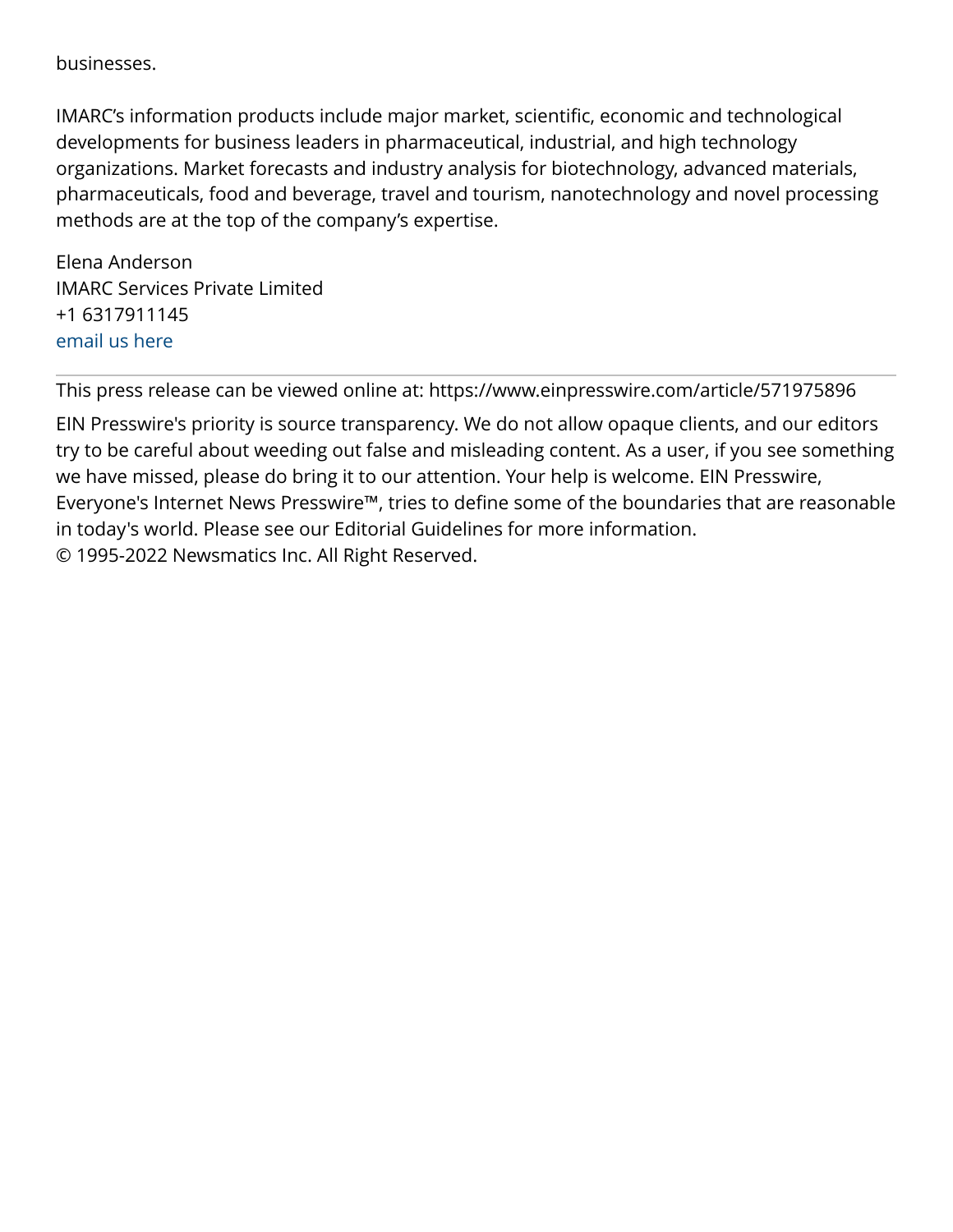businesses.

IMARC’s information products include major market, scientific, economic and technological developments for business leaders in pharmaceutical, industrial, and high technology organizations. Market forecasts and industry analysis for biotechnology, advanced materials, pharmaceuticals, food and beverage, travel and tourism, nanotechnology and novel processing methods are at the top of the company’s expertise.

Elena Anderson
IMARC Services Private Limited
+1 6317911145
email us here

---

This press release can be viewed online at: https://www.einpresswire.com/article/571975896

EIN Presswire's priority is source transparency. We do not allow opaque clients, and our editors try to be careful about weeding out false and misleading content. As a user, if you see something we have missed, please do bring it to our attention. Your help is welcome. EIN Presswire, Everyone's Internet News Presswire™, tries to define some of the boundaries that are reasonable in today's world. Please see our Editorial Guidelines for more information.
© 1995-2022 Newsmatics Inc. All Right Reserved.